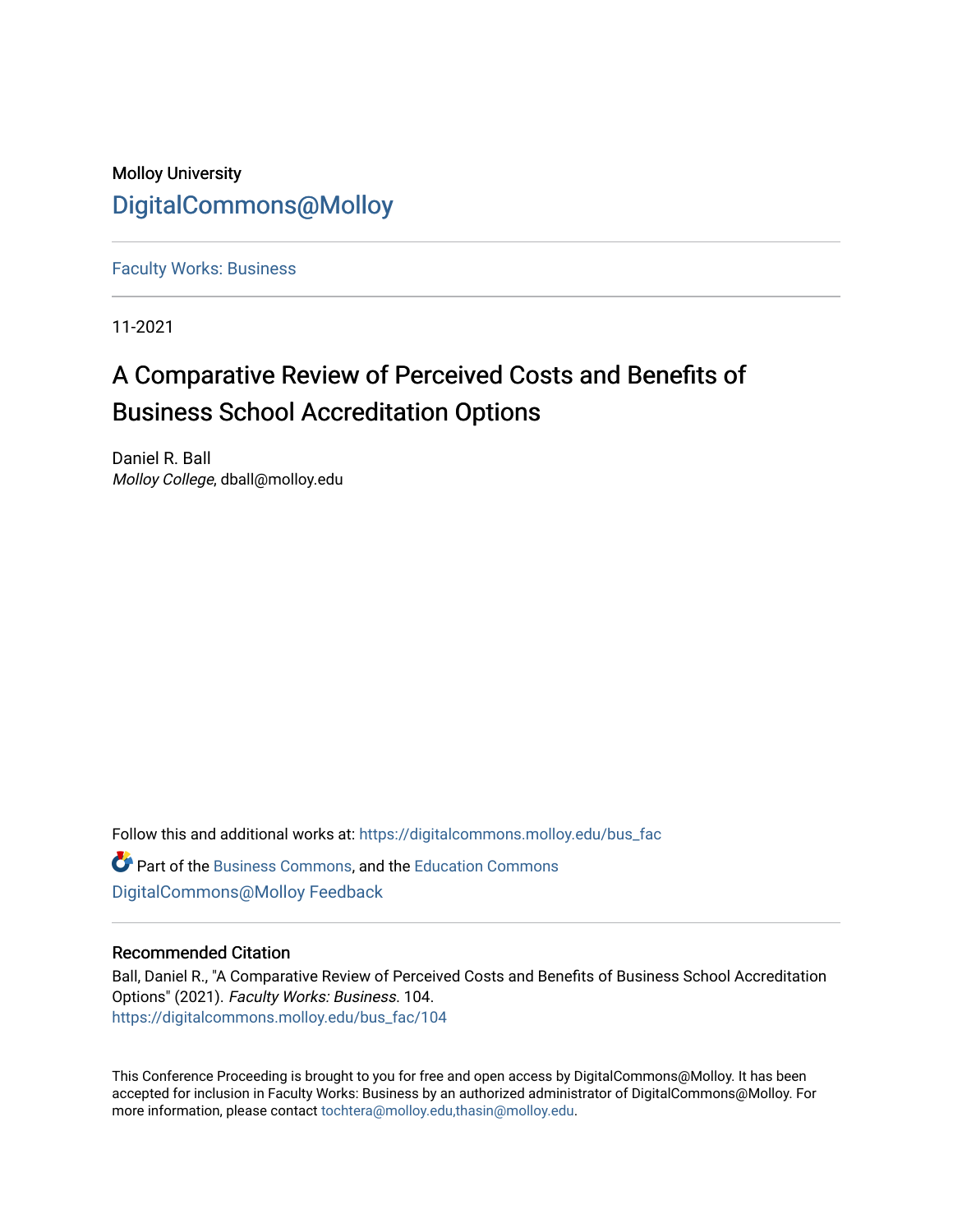Molloy University

DigitalCommons@Molloy

Faculty Works: Business

11-2021

# A Comparative Review of Perceived Costs and Benefits of Business School Accreditation Options

Daniel R. Ball
*Molloy College*, dball@molloy.edu

Follow this and additional works at: https://digitalcommons.molloy.edu/bus_fac

Part of the Business Commons, and the Education Commons
DigitalCommons@Molloy Feedback

## Recommended Citation

Ball, Daniel R., "A Comparative Review of Perceived Costs and Benefits of Business School Accreditation Options" (2021). *Faculty Works: Business*. 104.
https://digitalcommons.molloy.edu/bus_fac/104

This Conference Proceeding is brought to you for free and open access by DigitalCommons@Molloy. It has been accepted for inclusion in Faculty Works: Business by an authorized administrator of DigitalCommons@Molloy. For more information, please contact tochtera@molloy.edu,thasin@molloy.edu.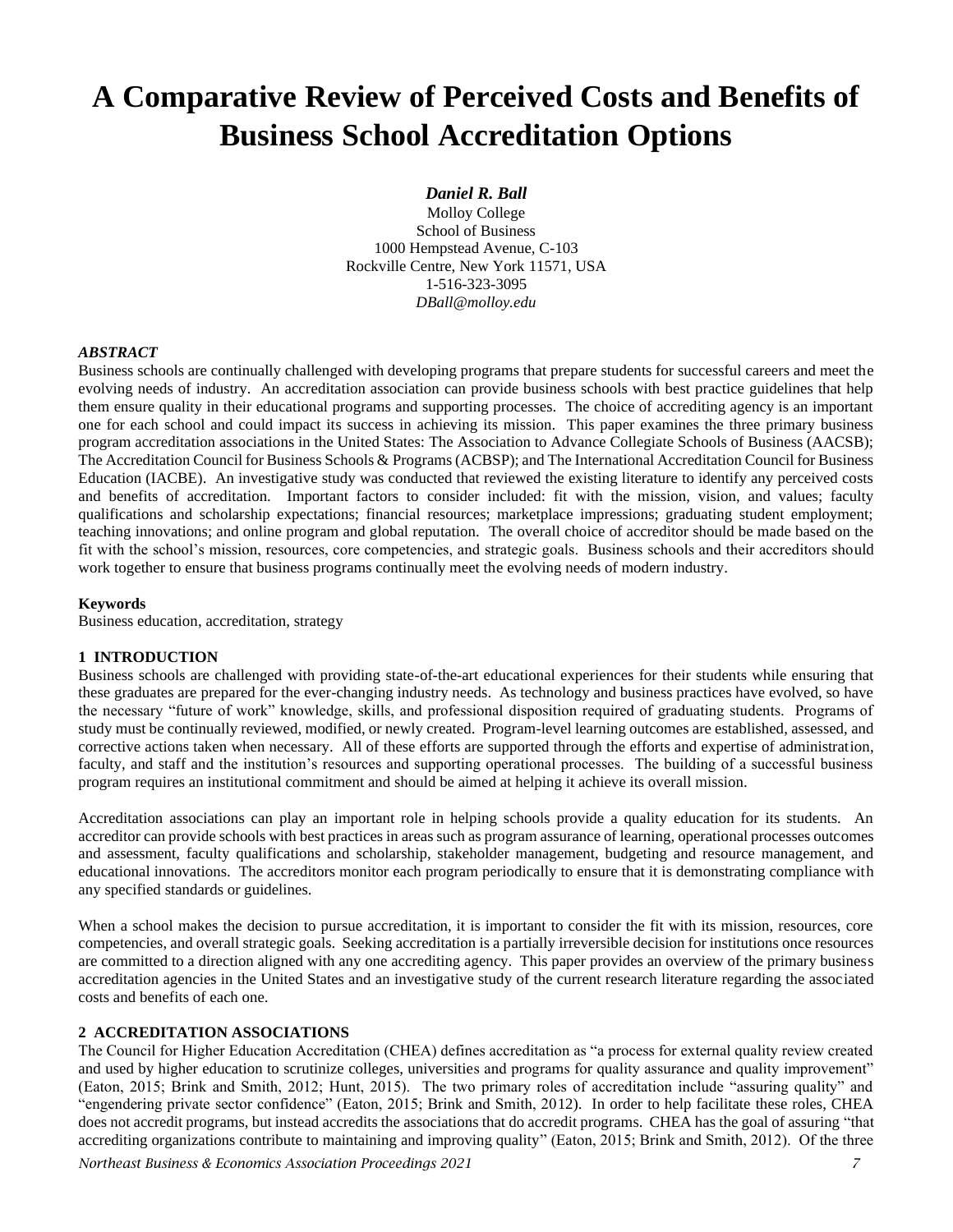# A Comparative Review of Perceived Costs and Benefits of Business School Accreditation Options

***Daniel R. Ball***
Molloy College
School of Business
1000 Hempstead Avenue, C-103
Rockville Centre, New York 11571, USA
1-516-323-3095
*DBall@molloy.edu*

### *ABSTRACT*

Business schools are continually challenged with developing programs that prepare students for successful careers and meet the evolving needs of industry. An accreditation association can provide business schools with best practice guidelines that help them ensure quality in their educational programs and supporting processes. The choice of accrediting agency is an important one for each school and could impact its success in achieving its mission. This paper examines the three primary business program accreditation associations in the United States: The Association to Advance Collegiate Schools of Business (AACSB); The Accreditation Council for Business Schools & Programs (ACBSP); and The International Accreditation Council for Business Education (IACBE). An investigative study was conducted that reviewed the existing literature to identify any perceived costs and benefits of accreditation. Important factors to consider included: fit with the mission, vision, and values; faculty qualifications and scholarship expectations; financial resources; marketplace impressions; graduating student employment; teaching innovations; and online program and global reputation. The overall choice of accreditor should be made based on the fit with the school's mission, resources, core competencies, and strategic goals. Business schools and their accreditors should work together to ensure that business programs continually meet the evolving needs of modern industry.

**Keywords**
Business education, accreditation, strategy

## 1 INTRODUCTION

Business schools are challenged with providing state-of-the-art educational experiences for their students while ensuring that these graduates are prepared for the ever-changing industry needs. As technology and business practices have evolved, so have the necessary "future of work" knowledge, skills, and professional disposition required of graduating students. Programs of study must be continually reviewed, modified, or newly created. Program-level learning outcomes are established, assessed, and corrective actions taken when necessary. All of these efforts are supported through the efforts and expertise of administration, faculty, and staff and the institution's resources and supporting operational processes. The building of a successful business program requires an institutional commitment and should be aimed at helping it achieve its overall mission.

Accreditation associations can play an important role in helping schools provide a quality education for its students. An accreditor can provide schools with best practices in areas such as program assurance of learning, operational processes outcomes and assessment, faculty qualifications and scholarship, stakeholder management, budgeting and resource management, and educational innovations. The accreditors monitor each program periodically to ensure that it is demonstrating compliance with any specified standards or guidelines.

When a school makes the decision to pursue accreditation, it is important to consider the fit with its mission, resources, core competencies, and overall strategic goals. Seeking accreditation is a partially irreversible decision for institutions once resources are committed to a direction aligned with any one accrediting agency. This paper provides an overview of the primary business accreditation agencies in the United States and an investigative study of the current research literature regarding the associated costs and benefits of each one.

## 2 ACCREDITATION ASSOCIATIONS

The Council for Higher Education Accreditation (CHEA) defines accreditation as "a process for external quality review created and used by higher education to scrutinize colleges, universities and programs for quality assurance and quality improvement" (Eaton, 2015; Brink and Smith, 2012; Hunt, 2015). The two primary roles of accreditation include "assuring quality" and "engendering private sector confidence" (Eaton, 2015; Brink and Smith, 2012). In order to help facilitate these roles, CHEA does not accredit programs, but instead accredits the associations that do accredit programs. CHEA has the goal of assuring "that accrediting organizations contribute to maintaining and improving quality" (Eaton, 2015; Brink and Smith, 2012). Of the three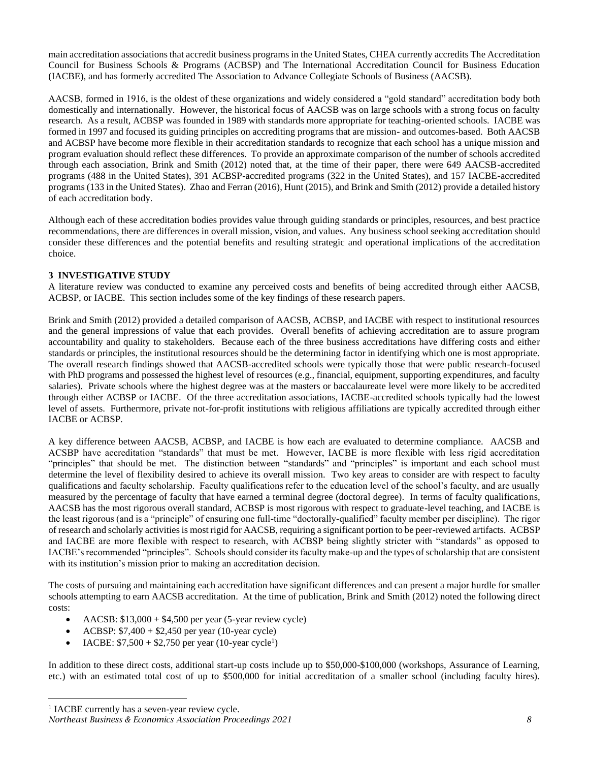main accreditation associations that accredit business programs in the United States, CHEA currently accredits The Accreditation Council for Business Schools & Programs (ACBSP) and The International Accreditation Council for Business Education (IACBE), and has formerly accredited The Association to Advance Collegiate Schools of Business (AACSB).

AACSB, formed in 1916, is the oldest of these organizations and widely considered a "gold standard" accreditation body both domestically and internationally. However, the historical focus of AACSB was on large schools with a strong focus on faculty research. As a result, ACBSP was founded in 1989 with standards more appropriate for teaching-oriented schools. IACBE was formed in 1997 and focused its guiding principles on accrediting programs that are mission- and outcomes-based. Both AACSB and ACBSP have become more flexible in their accreditation standards to recognize that each school has a unique mission and program evaluation should reflect these differences. To provide an approximate comparison of the number of schools accredited through each association, Brink and Smith (2012) noted that, at the time of their paper, there were 649 AACSB-accredited programs (488 in the United States), 391 ACBSP-accredited programs (322 in the United States), and 157 IACBE-accredited programs (133 in the United States). Zhao and Ferran (2016), Hunt (2015), and Brink and Smith (2012) provide a detailed history of each accreditation body.

Although each of these accreditation bodies provides value through guiding standards or principles, resources, and best practice recommendations, there are differences in overall mission, vision, and values. Any business school seeking accreditation should consider these differences and the potential benefits and resulting strategic and operational implications of the accreditation choice.

## 3 INVESTIGATIVE STUDY

A literature review was conducted to examine any perceived costs and benefits of being accredited through either AACSB, ACBSP, or IACBE. This section includes some of the key findings of these research papers.

Brink and Smith (2012) provided a detailed comparison of AACSB, ACBSP, and IACBE with respect to institutional resources and the general impressions of value that each provides. Overall benefits of achieving accreditation are to assure program accountability and quality to stakeholders. Because each of the three business accreditations have differing costs and either standards or principles, the institutional resources should be the determining factor in identifying which one is most appropriate. The overall research findings showed that AACSB-accredited schools were typically those that were public research-focused with PhD programs and possessed the highest level of resources (e.g., financial, equipment, supporting expenditures, and faculty salaries). Private schools where the highest degree was at the masters or baccalaureate level were more likely to be accredited through either ACBSP or IACBE. Of the three accreditation associations, IACBE-accredited schools typically had the lowest level of assets. Furthermore, private not-for-profit institutions with religious affiliations are typically accredited through either IACBE or ACBSP.

A key difference between AACSB, ACBSP, and IACBE is how each are evaluated to determine compliance. AACSB and ACSBP have accreditation "standards" that must be met. However, IACBE is more flexible with less rigid accreditation "principles" that should be met. The distinction between "standards" and "principles" is important and each school must determine the level of flexibility desired to achieve its overall mission. Two key areas to consider are with respect to faculty qualifications and faculty scholarship. Faculty qualifications refer to the education level of the school's faculty, and are usually measured by the percentage of faculty that have earned a terminal degree (doctoral degree). In terms of faculty qualifications, AACSB has the most rigorous overall standard, ACBSP is most rigorous with respect to graduate-level teaching, and IACBE is the least rigorous (and is a "principle" of ensuring one full-time "doctorally-qualified" faculty member per discipline). The rigor of research and scholarly activities is most rigid for AACSB, requiring a significant portion to be peer-reviewed artifacts. ACBSP and IACBE are more flexible with respect to research, with ACBSP being slightly stricter with "standards" as opposed to IACBE's recommended "principles". Schools should consider its faculty make-up and the types of scholarship that are consistent with its institution's mission prior to making an accreditation decision.

The costs of pursuing and maintaining each accreditation have significant differences and can present a major hurdle for smaller schools attempting to earn AACSB accreditation. At the time of publication, Brink and Smith (2012) noted the following direct costs:

- AACSB: $13,000 + $4,500 per year (5-year review cycle)
- ACBSP: $7,400 + $2,450 per year (10-year cycle)
- IACBE: $7,500 + $2,750 per year (10-year cycle[1])

In addition to these direct costs, additional start-up costs include up to $50,000-$100,000 (workshops, Assurance of Learning, etc.) with an estimated total cost of up to $500,000 for initial accreditation of a smaller school (including faculty hires).

[1] IACBE currently has a seven-year review cycle.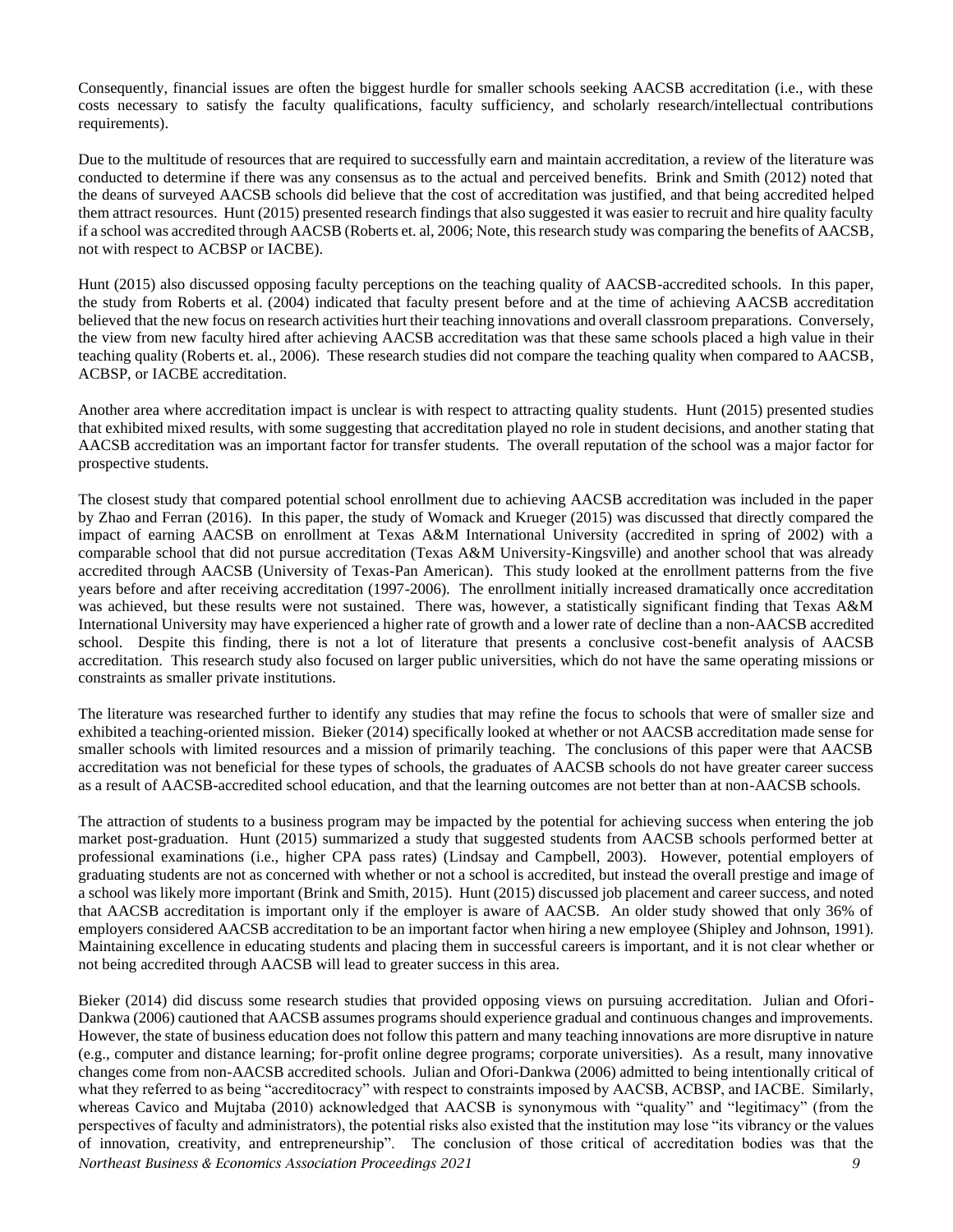Consequently, financial issues are often the biggest hurdle for smaller schools seeking AACSB accreditation (i.e., with these costs necessary to satisfy the faculty qualifications, faculty sufficiency, and scholarly research/intellectual contributions requirements).

Due to the multitude of resources that are required to successfully earn and maintain accreditation, a review of the literature was conducted to determine if there was any consensus as to the actual and perceived benefits. Brink and Smith (2012) noted that the deans of surveyed AACSB schools did believe that the cost of accreditation was justified, and that being accredited helped them attract resources. Hunt (2015) presented research findings that also suggested it was easier to recruit and hire quality faculty if a school was accredited through AACSB (Roberts et. al, 2006; Note, this research study was comparing the benefits of AACSB, not with respect to ACBSP or IACBE).

Hunt (2015) also discussed opposing faculty perceptions on the teaching quality of AACSB-accredited schools. In this paper, the study from Roberts et al. (2004) indicated that faculty present before and at the time of achieving AACSB accreditation believed that the new focus on research activities hurt their teaching innovations and overall classroom preparations. Conversely, the view from new faculty hired after achieving AACSB accreditation was that these same schools placed a high value in their teaching quality (Roberts et. al., 2006). These research studies did not compare the teaching quality when compared to AACSB, ACBSP, or IACBE accreditation.

Another area where accreditation impact is unclear is with respect to attracting quality students. Hunt (2015) presented studies that exhibited mixed results, with some suggesting that accreditation played no role in student decisions, and another stating that AACSB accreditation was an important factor for transfer students. The overall reputation of the school was a major factor for prospective students.

The closest study that compared potential school enrollment due to achieving AACSB accreditation was included in the paper by Zhao and Ferran (2016). In this paper, the study of Womack and Krueger (2015) was discussed that directly compared the impact of earning AACSB on enrollment at Texas A&M International University (accredited in spring of 2002) with a comparable school that did not pursue accreditation (Texas A&M University-Kingsville) and another school that was already accredited through AACSB (University of Texas-Pan American). This study looked at the enrollment patterns from the five years before and after receiving accreditation (1997-2006). The enrollment initially increased dramatically once accreditation was achieved, but these results were not sustained. There was, however, a statistically significant finding that Texas A&M International University may have experienced a higher rate of growth and a lower rate of decline than a non-AACSB accredited school. Despite this finding, there is not a lot of literature that presents a conclusive cost-benefit analysis of AACSB accreditation. This research study also focused on larger public universities, which do not have the same operating missions or constraints as smaller private institutions.

The literature was researched further to identify any studies that may refine the focus to schools that were of smaller size and exhibited a teaching-oriented mission. Bieker (2014) specifically looked at whether or not AACSB accreditation made sense for smaller schools with limited resources and a mission of primarily teaching. The conclusions of this paper were that AACSB accreditation was not beneficial for these types of schools, the graduates of AACSB schools do not have greater career success as a result of AACSB-accredited school education, and that the learning outcomes are not better than at non-AACSB schools.

The attraction of students to a business program may be impacted by the potential for achieving success when entering the job market post-graduation. Hunt (2015) summarized a study that suggested students from AACSB schools performed better at professional examinations (i.e., higher CPA pass rates) (Lindsay and Campbell, 2003). However, potential employers of graduating students are not as concerned with whether or not a school is accredited, but instead the overall prestige and image of a school was likely more important (Brink and Smith, 2015). Hunt (2015) discussed job placement and career success, and noted that AACSB accreditation is important only if the employer is aware of AACSB. An older study showed that only 36% of employers considered AACSB accreditation to be an important factor when hiring a new employee (Shipley and Johnson, 1991). Maintaining excellence in educating students and placing them in successful careers is important, and it is not clear whether or not being accredited through AACSB will lead to greater success in this area.

Bieker (2014) did discuss some research studies that provided opposing views on pursuing accreditation. Julian and Ofori-Dankwa (2006) cautioned that AACSB assumes programs should experience gradual and continuous changes and improvements. However, the state of business education does not follow this pattern and many teaching innovations are more disruptive in nature (e.g., computer and distance learning; for-profit online degree programs; corporate universities). As a result, many innovative changes come from non-AACSB accredited schools. Julian and Ofori-Dankwa (2006) admitted to being intentionally critical of what they referred to as being "accreditocracy" with respect to constraints imposed by AACSB, ACBSP, and IACBE. Similarly, whereas Cavico and Mujtaba (2010) acknowledged that AACSB is synonymous with "quality" and "legitimacy" (from the perspectives of faculty and administrators), the potential risks also existed that the institution may lose "its vibrancy or the values of innovation, creativity, and entrepreneurship". The conclusion of those critical of accreditation bodies was that the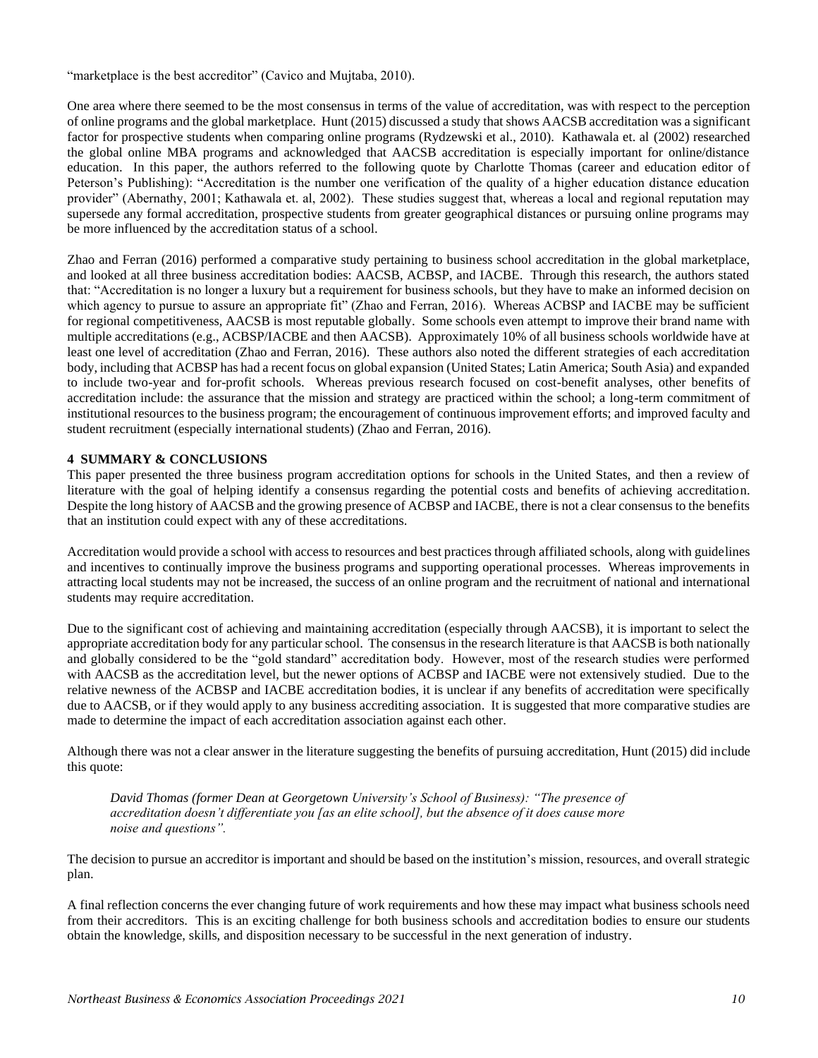"marketplace is the best accreditor" (Cavico and Mujtaba, 2010).

One area where there seemed to be the most consensus in terms of the value of accreditation, was with respect to the perception of online programs and the global marketplace. Hunt (2015) discussed a study that shows AACSB accreditation was a significant factor for prospective students when comparing online programs (Rydzewski et al., 2010). Kathawala et. al (2002) researched the global online MBA programs and acknowledged that AACSB accreditation is especially important for online/distance education. In this paper, the authors referred to the following quote by Charlotte Thomas (career and education editor of Peterson's Publishing): "Accreditation is the number one verification of the quality of a higher education distance education provider" (Abernathy, 2001; Kathawala et. al, 2002). These studies suggest that, whereas a local and regional reputation may supersede any formal accreditation, prospective students from greater geographical distances or pursuing online programs may be more influenced by the accreditation status of a school.

Zhao and Ferran (2016) performed a comparative study pertaining to business school accreditation in the global marketplace, and looked at all three business accreditation bodies: AACSB, ACBSP, and IACBE. Through this research, the authors stated that: "Accreditation is no longer a luxury but a requirement for business schools, but they have to make an informed decision on which agency to pursue to assure an appropriate fit" (Zhao and Ferran, 2016). Whereas ACBSP and IACBE may be sufficient for regional competitiveness, AACSB is most reputable globally. Some schools even attempt to improve their brand name with multiple accreditations (e.g., ACBSP/IACBE and then AACSB). Approximately 10% of all business schools worldwide have at least one level of accreditation (Zhao and Ferran, 2016). These authors also noted the different strategies of each accreditation body, including that ACBSP has had a recent focus on global expansion (United States; Latin America; South Asia) and expanded to include two-year and for-profit schools. Whereas previous research focused on cost-benefit analyses, other benefits of accreditation include: the assurance that the mission and strategy are practiced within the school; a long-term commitment of institutional resources to the business program; the encouragement of continuous improvement efforts; and improved faculty and student recruitment (especially international students) (Zhao and Ferran, 2016).

## 4 SUMMARY & CONCLUSIONS

This paper presented the three business program accreditation options for schools in the United States, and then a review of literature with the goal of helping identify a consensus regarding the potential costs and benefits of achieving accreditation. Despite the long history of AACSB and the growing presence of ACBSP and IACBE, there is not a clear consensus to the benefits that an institution could expect with any of these accreditations.

Accreditation would provide a school with access to resources and best practices through affiliated schools, along with guidelines and incentives to continually improve the business programs and supporting operational processes. Whereas improvements in attracting local students may not be increased, the success of an online program and the recruitment of national and international students may require accreditation.

Due to the significant cost of achieving and maintaining accreditation (especially through AACSB), it is important to select the appropriate accreditation body for any particular school. The consensus in the research literature is that AACSB is both nationally and globally considered to be the "gold standard" accreditation body. However, most of the research studies were performed with AACSB as the accreditation level, but the newer options of ACBSP and IACBE were not extensively studied. Due to the relative newness of the ACBSP and IACBE accreditation bodies, it is unclear if any benefits of accreditation were specifically due to AACSB, or if they would apply to any business accrediting association. It is suggested that more comparative studies are made to determine the impact of each accreditation association against each other.

Although there was not a clear answer in the literature suggesting the benefits of pursuing accreditation, Hunt (2015) did include this quote:

> *David Thomas (former Dean at Georgetown University's School of Business): "The presence of accreditation doesn't differentiate you [as an elite school], but the absence of it does cause more noise and questions".*

The decision to pursue an accreditor is important and should be based on the institution's mission, resources, and overall strategic plan.

A final reflection concerns the ever changing future of work requirements and how these may impact what business schools need from their accreditors. This is an exciting challenge for both business schools and accreditation bodies to ensure our students obtain the knowledge, skills, and disposition necessary to be successful in the next generation of industry.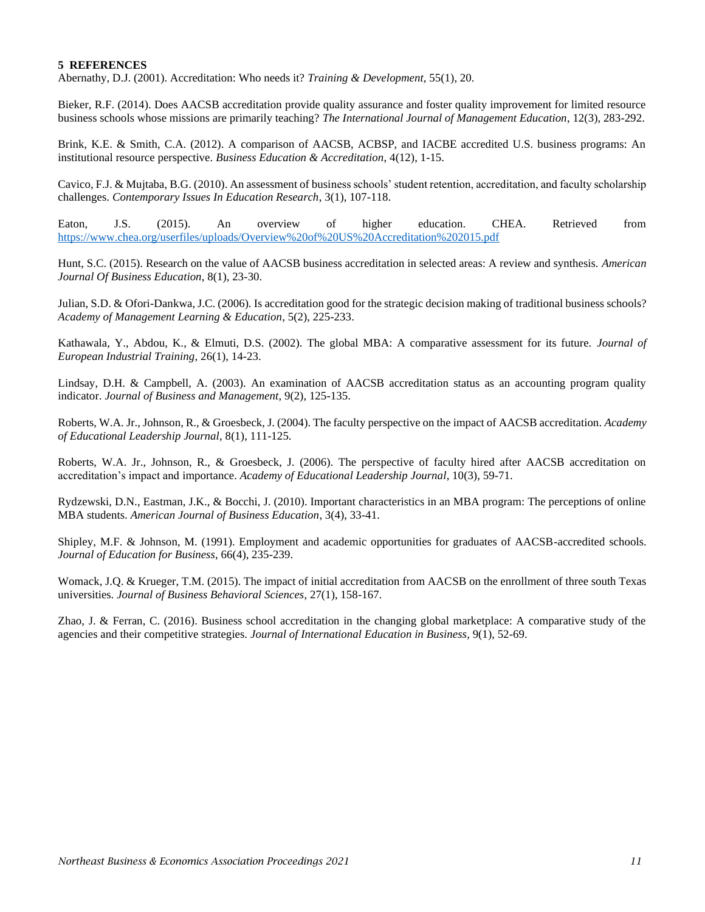## 5 REFERENCES

Abernathy, D.J. (2001). Accreditation: Who needs it? *Training & Development*, 55(1), 20.

Bieker, R.F. (2014). Does AACSB accreditation provide quality assurance and foster quality improvement for limited resource business schools whose missions are primarily teaching? *The International Journal of Management Education*, 12(3), 283-292.

Brink, K.E. & Smith, C.A. (2012). A comparison of AACSB, ACBSP, and IACBE accredited U.S. business programs: An institutional resource perspective. *Business Education & Accreditation*, 4(12), 1-15.

Cavico, F.J. & Mujtaba, B.G. (2010). An assessment of business schools' student retention, accreditation, and faculty scholarship challenges. *Contemporary Issues In Education Research*, 3(1), 107-118.

Eaton, J.S. (2015). An overview of higher education. CHEA. Retrieved from https://www.chea.org/userfiles/uploads/Overview%20of%20US%20Accreditation%202015.pdf

Hunt, S.C. (2015). Research on the value of AACSB business accreditation in selected areas: A review and synthesis. *American Journal Of Business Education*, 8(1), 23-30.

Julian, S.D. & Ofori-Dankwa, J.C. (2006). Is accreditation good for the strategic decision making of traditional business schools? *Academy of Management Learning & Education*, 5(2), 225-233.

Kathawala, Y., Abdou, K., & Elmuti, D.S. (2002). The global MBA: A comparative assessment for its future. *Journal of European Industrial Training*, 26(1), 14-23.

Lindsay, D.H. & Campbell, A. (2003). An examination of AACSB accreditation status as an accounting program quality indicator. *Journal of Business and Management*, 9(2), 125-135.

Roberts, W.A. Jr., Johnson, R., & Groesbeck, J. (2004). The faculty perspective on the impact of AACSB accreditation. *Academy of Educational Leadership Journal*, 8(1), 111-125.

Roberts, W.A. Jr., Johnson, R., & Groesbeck, J. (2006). The perspective of faculty hired after AACSB accreditation on accreditation's impact and importance. *Academy of Educational Leadership Journal*, 10(3), 59-71.

Rydzewski, D.N., Eastman, J.K., & Bocchi, J. (2010). Important characteristics in an MBA program: The perceptions of online MBA students. *American Journal of Business Education*, 3(4), 33-41.

Shipley, M.F. & Johnson, M. (1991). Employment and academic opportunities for graduates of AACSB-accredited schools. *Journal of Education for Business*, 66(4), 235-239.

Womack, J.Q. & Krueger, T.M. (2015). The impact of initial accreditation from AACSB on the enrollment of three south Texas universities. *Journal of Business Behavioral Sciences*, 27(1), 158-167.

Zhao, J. & Ferran, C. (2016). Business school accreditation in the changing global marketplace: A comparative study of the agencies and their competitive strategies. *Journal of International Education in Business*, 9(1), 52-69.